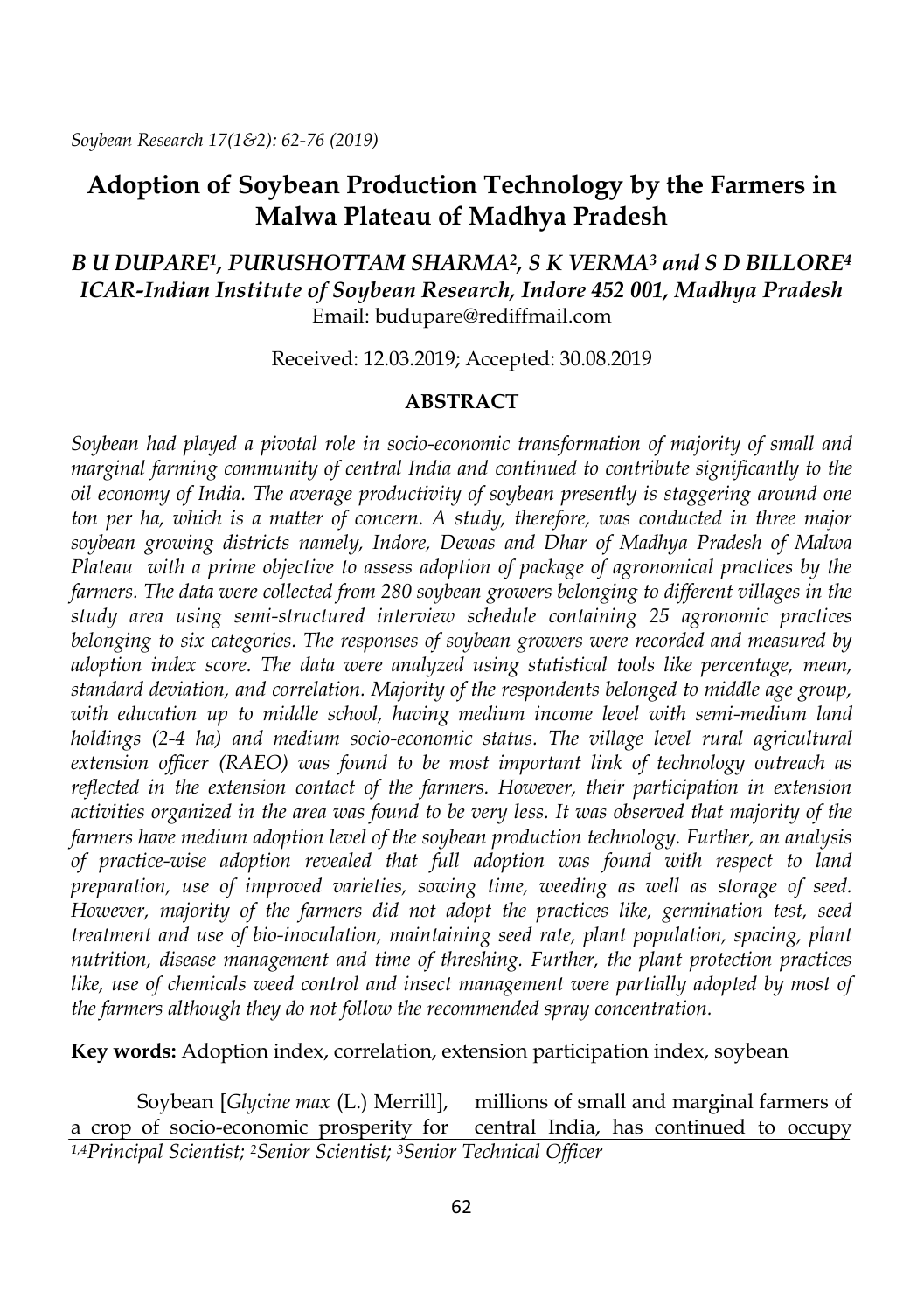# Adoption of Soybean Production Technology by the Farmers in Malwa Plateau of Madhya Pradesh

***B U DUPARE[1], PURUSHOTTAM SHARMA[2], S K VERMA[3] and S D BILLORE[4]***
***ICAR-Indian Institute of Soybean Research, Indore 452 001, Madhya Pradesh***
Email: budupare@rediffmail.com

Received: 12.03.2019; Accepted: 30.08.2019

## ABSTRACT

*Soybean had played a pivotal role in socio-economic transformation of majority of small and marginal farming community of central India and continued to contribute significantly to the oil economy of India. The average productivity of soybean presently is staggering around one ton per ha, which is a matter of concern. A study, therefore, was conducted in three major soybean growing districts namely, Indore, Dewas and Dhar of Madhya Pradesh of Malwa Plateau with a prime objective to assess adoption of package of agronomical practices by the farmers. The data were collected from 280 soybean growers belonging to different villages in the study area using semi-structured interview schedule containing 25 agronomic practices belonging to six categories. The responses of soybean growers were recorded and measured by adoption index score. The data were analyzed using statistical tools like percentage, mean, standard deviation, and correlation. Majority of the respondents belonged to middle age group, with education up to middle school, having medium income level with semi-medium land holdings (2-4 ha) and medium socio-economic status. The village level rural agricultural extension officer (RAEO) was found to be most important link of technology outreach as reflected in the extension contact of the farmers. However, their participation in extension activities organized in the area was found to be very less. It was observed that majority of the farmers have medium adoption level of the soybean production technology. Further, an analysis of practice-wise adoption revealed that full adoption was found with respect to land preparation, use of improved varieties, sowing time, weeding as well as storage of seed. However, majority of the farmers did not adopt the practices like, germination test, seed treatment and use of bio-inoculation, maintaining seed rate, plant population, spacing, plant nutrition, disease management and time of threshing. Further, the plant protection practices like, use of chemicals weed control and insect management were partially adopted by most of the farmers although they do not follow the recommended spray concentration.*

**Key words:** Adoption index, correlation, extension participation index, soybean

Soybean [*Glycine max* (L.) Merrill], a crop of socio-economic prosperity for millions of small and marginal farmers of central India, has continued to occupy

---

*[1,4]Principal Scientist; [2]Senior Scientist; [3]Senior Technical Officer*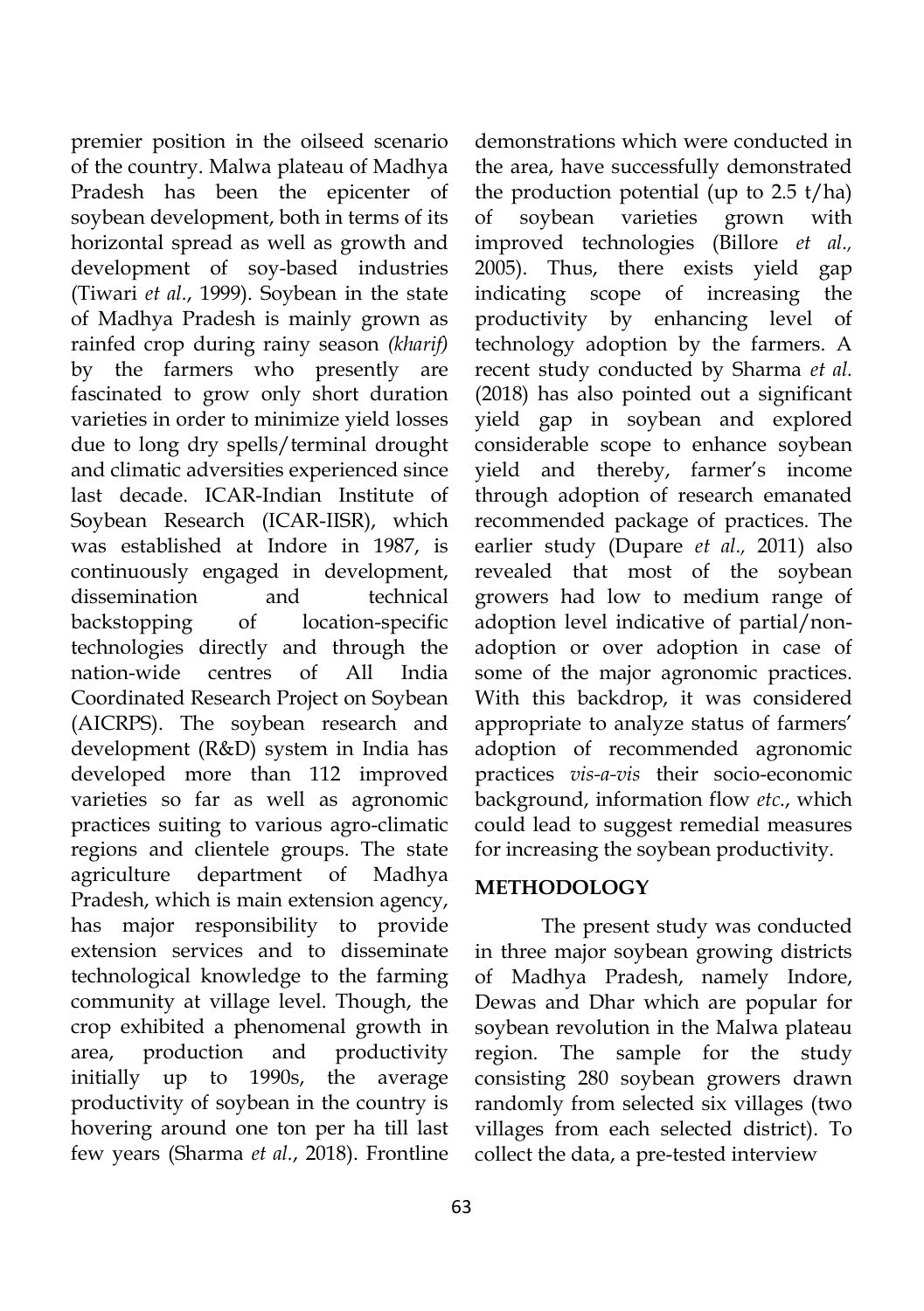premier position in the oilseed scenario of the country. Malwa plateau of Madhya Pradesh has been the epicenter of soybean development, both in terms of its horizontal spread as well as growth and development of soy-based industries (Tiwari *et al.*, 1999). Soybean in the state of Madhya Pradesh is mainly grown as rainfed crop during rainy season *(kharif)* by the farmers who presently are fascinated to grow only short duration varieties in order to minimize yield losses due to long dry spells/terminal drought and climatic adversities experienced since last decade. ICAR-Indian Institute of Soybean Research (ICAR-IISR), which was established at Indore in 1987, is continuously engaged in development, dissemination and technical backstopping of location-specific technologies directly and through the nation-wide centres of All India Coordinated Research Project on Soybean (AICRPS). The soybean research and development (R&D) system in India has developed more than 112 improved varieties so far as well as agronomic practices suiting to various agro-climatic regions and clientele groups. The state agriculture department of Madhya Pradesh, which is main extension agency, has major responsibility to provide extension services and to disseminate technological knowledge to the farming community at village level. Though, the crop exhibited a phenomenal growth in area, production and productivity initially up to 1990s, the average productivity of soybean in the country is hovering around one ton per ha till last few years (Sharma *et al.*, 2018). Frontline demonstrations which were conducted in the area, have successfully demonstrated the production potential (up to 2.5 t/ha) of soybean varieties grown with improved technologies (Billore *et al.,* 2005). Thus, there exists yield gap indicating scope of increasing the productivity by enhancing level of technology adoption by the farmers. A recent study conducted by Sharma *et al.* (2018) has also pointed out a significant yield gap in soybean and explored considerable scope to enhance soybean yield and thereby, farmer's income through adoption of research emanated recommended package of practices. The earlier study (Dupare *et al.,* 2011) also revealed that most of the soybean growers had low to medium range of adoption level indicative of partial/non-adoption or over adoption in case of some of the major agronomic practices. With this backdrop, it was considered appropriate to analyze status of farmers' adoption of recommended agronomic practices *vis-a-vis* their socio-economic background, information flow *etc*., which could lead to suggest remedial measures for increasing the soybean productivity.

## METHODOLOGY

The present study was conducted in three major soybean growing districts of Madhya Pradesh, namely Indore, Dewas and Dhar which are popular for soybean revolution in the Malwa plateau region. The sample for the study consisting 280 soybean growers drawn randomly from selected six villages (two villages from each selected district). To collect the data, a pre-tested interview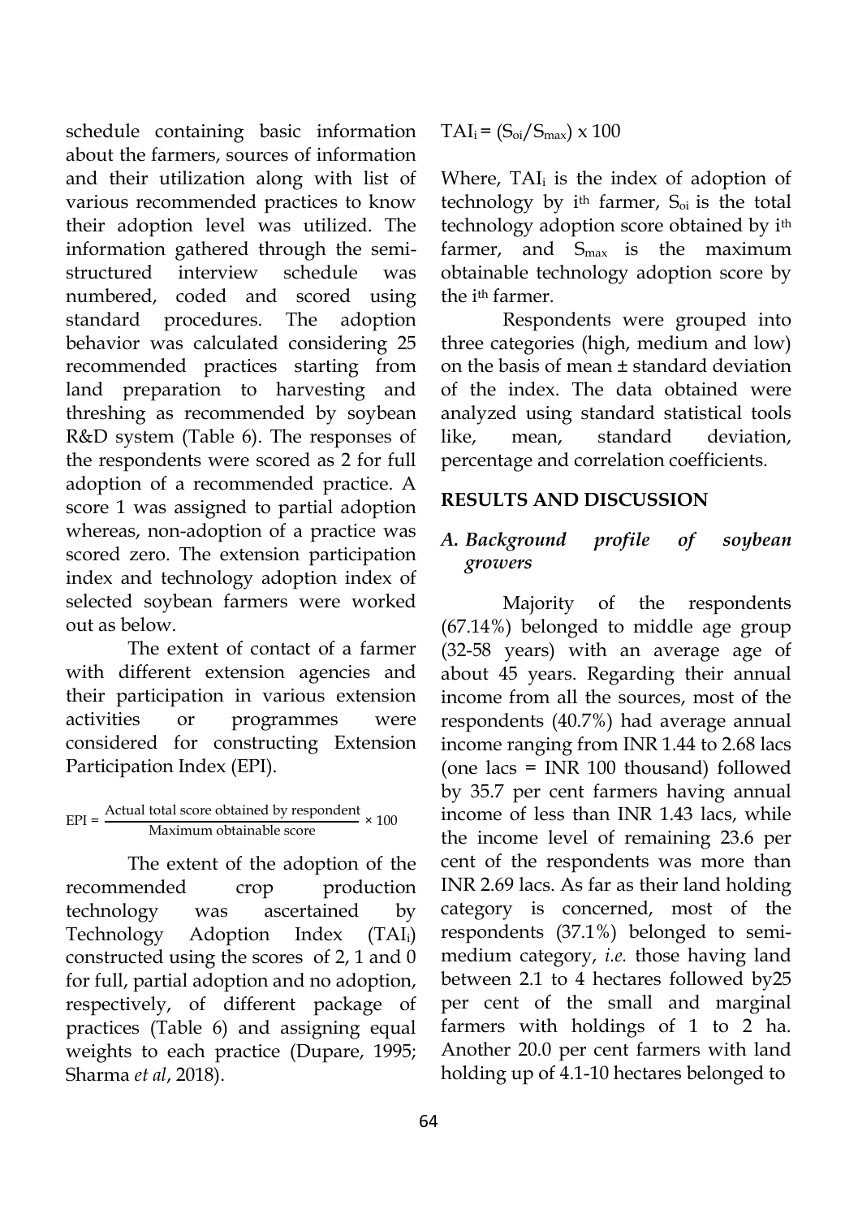schedule containing basic information about the farmers, sources of information and their utilization along with list of various recommended practices to know their adoption level was utilized. The information gathered through the semi-structured interview schedule was numbered, coded and scored using standard procedures. The adoption behavior was calculated considering 25 recommended practices starting from land preparation to harvesting and threshing as recommended by soybean R&D system (Table 6). The responses of the respondents were scored as 2 for full adoption of a recommended practice. A score 1 was assigned to partial adoption whereas, non-adoption of a practice was scored zero. The extension participation index and technology adoption index of selected soybean farmers were worked out as below.

The extent of contact of a farmer with different extension agencies and their participation in various extension activities or programmes were considered for constructing Extension Participation Index (EPI).

$$EPI = \frac{\text{Actual total score obtained by respondent}}{\text{Maximum obtainable score}} \times 100$$

The extent of the adoption of the recommended crop production technology was ascertained by Technology Adoption Index ($TAI_i$) constructed using the scores of 2, 1 and 0 for full, partial adoption and no adoption, respectively, of different package of practices (Table 6) and assigning equal weights to each practice (Dupare, 1995; Sharma *et al*, 2018).

$$TAI_i = (S_{oi}/S_{max}) \times 100$$

Where, $TAI_i$ is the index of adoption of technology by $i^{th}$ farmer, $S_{oi}$ is the total technology adoption score obtained by $i^{th}$ farmer, and $S_{max}$ is the maximum obtainable technology adoption score by the $i^{th}$ farmer.

Respondents were grouped into three categories (high, medium and low) on the basis of mean ± standard deviation of the index. The data obtained were analyzed using standard statistical tools like, mean, standard deviation, percentage and correlation coefficients.

## RESULTS AND DISCUSSION

### *A. Background profile of soybean growers*

Majority of the respondents (67.14%) belonged to middle age group (32-58 years) with an average age of about 45 years. Regarding their annual income from all the sources, most of the respondents (40.7%) had average annual income ranging from INR 1.44 to 2.68 lacs (one lacs = INR 100 thousand) followed by 35.7 per cent farmers having annual income of less than INR 1.43 lacs, while the income level of remaining 23.6 per cent of the respondents was more than INR 2.69 lacs. As far as their land holding category is concerned, most of the respondents (37.1%) belonged to semi-medium category, *i.e.* those having land between 2.1 to 4 hectares followed by25 per cent of the small and marginal farmers with holdings of 1 to 2 ha. Another 20.0 per cent farmers with land holding up of 4.1-10 hectares belonged to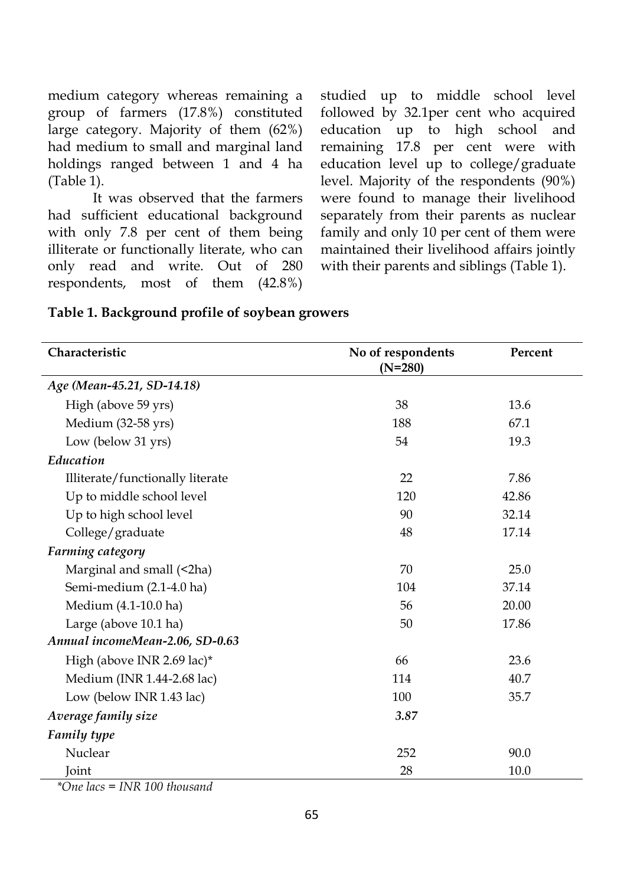medium category whereas remaining a group of farmers (17.8%) constituted large category. Majority of them (62%) had medium to small and marginal land holdings ranged between 1 and 4 ha (Table 1).

It was observed that the farmers had sufficient educational background with only 7.8 per cent of them being illiterate or functionally literate, who can only read and write. Out of 280 respondents, most of them (42.8%) studied up to middle school level followed by 32.1per cent who acquired education up to high school and remaining 17.8 per cent were with education level up to college/graduate level. Majority of the respondents (90%) were found to manage their livelihood separately from their parents as nuclear family and only 10 per cent of them were maintained their livelihood affairs jointly with their parents and siblings (Table 1).

**Table 1. Background profile of soybean growers**

| Characteristic | No of respondents (N=280) | Percent |
|---|---|---|
| *Age (Mean-45.21, SD-14.18)* | | |
| High (above 59 yrs) | 38 | 13.6 |
| Medium (32-58 yrs) | 188 | 67.1 |
| Low (below 31 yrs) | 54 | 19.3 |
| *Education* | | |
| Illiterate/functionally literate | 22 | 7.86 |
| Up to middle school level | 120 | 42.86 |
| Up to high school level | 90 | 32.14 |
| College/graduate | 48 | 17.14 |
| *Farming category* | | |
| Marginal and small (<2ha) | 70 | 25.0 |
| Semi-medium (2.1-4.0 ha) | 104 | 37.14 |
| Medium (4.1-10.0 ha) | 56 | 20.00 |
| Large (above 10.1 ha) | 50 | 17.86 |
| *Annual incomeMean-2.06, SD-0.63* | | |
| High (above INR 2.69 lac)* | 66 | 23.6 |
| Medium (INR 1.44-2.68 lac) | 114 | 40.7 |
| Low (below INR 1.43 lac) | 100 | 35.7 |
| *Average family size* | *3.87* | |
| *Family type* | | |
| Nuclear | 252 | 90.0 |
| Joint | 28 | 10.0 |

*\*One lacs = INR 100 thousand*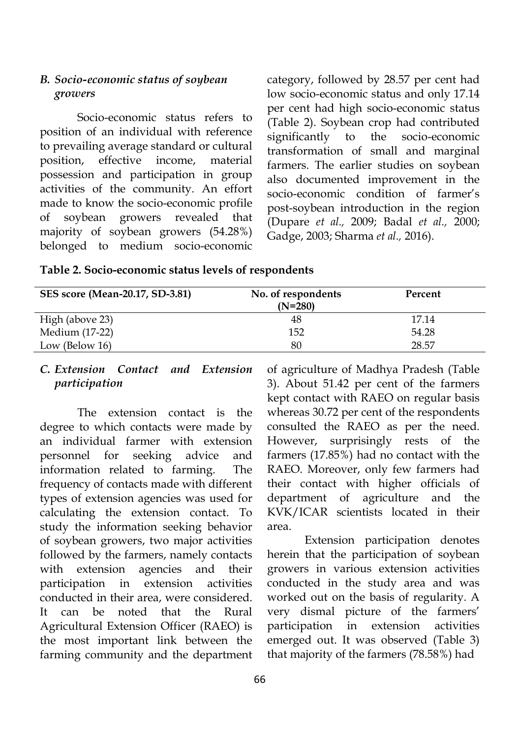### B. *Socio-economic status of soybean growers*

Socio-economic status refers to position of an individual with reference to prevailing average standard or cultural position, effective income, material possession and participation in group activities of the community. An effort made to know the socio-economic profile of soybean growers revealed that majority of soybean growers (54.28%) belonged to medium socio-economic category, followed by 28.57 per cent had low socio-economic status and only 17.14 per cent had high socio-economic status (Table 2). Soybean crop had contributed significantly to the socio-economic transformation of small and marginal farmers. The earlier studies on soybean also documented improvement in the socio-economic condition of farmer's post-soybean introduction in the region (Dupare *et al.,* 2009; Badal *et al.,* 2000; Gadge, 2003; Sharma *et al.,* 2016).

**Table 2. Socio-economic status levels of respondents**

| SES score (Mean-20.17, SD-3.81) | No. of respondents (N=280) | Percent |
|---|---|---|
| High (above 23) | 48 | 17.14 |
| Medium (17-22) | 152 | 54.28 |
| Low (Below 16) | 80 | 28.57 |

### C. *Extension Contact and Extension participation*

The extension contact is the degree to which contacts were made by an individual farmer with extension personnel for seeking advice and information related to farming. The frequency of contacts made with different types of extension agencies was used for calculating the extension contact. To study the information seeking behavior of soybean growers, two major activities followed by the farmers, namely contacts with extension agencies and their participation in extension activities conducted in their area, were considered. It can be noted that the Rural Agricultural Extension Officer (RAEO) is the most important link between the farming community and the department of agriculture of Madhya Pradesh (Table 3). About 51.42 per cent of the farmers kept contact with RAEO on regular basis whereas 30.72 per cent of the respondents consulted the RAEO as per the need. However, surprisingly rests of the farmers (17.85%) had no contact with the RAEO. Moreover, only few farmers had their contact with higher officials of department of agriculture and the KVK/ICAR scientists located in their area.

Extension participation denotes herein that the participation of soybean growers in various extension activities conducted in the study area and was worked out on the basis of regularity. A very dismal picture of the farmers' participation in extension activities emerged out. It was observed (Table 3) that majority of the farmers (78.58%) had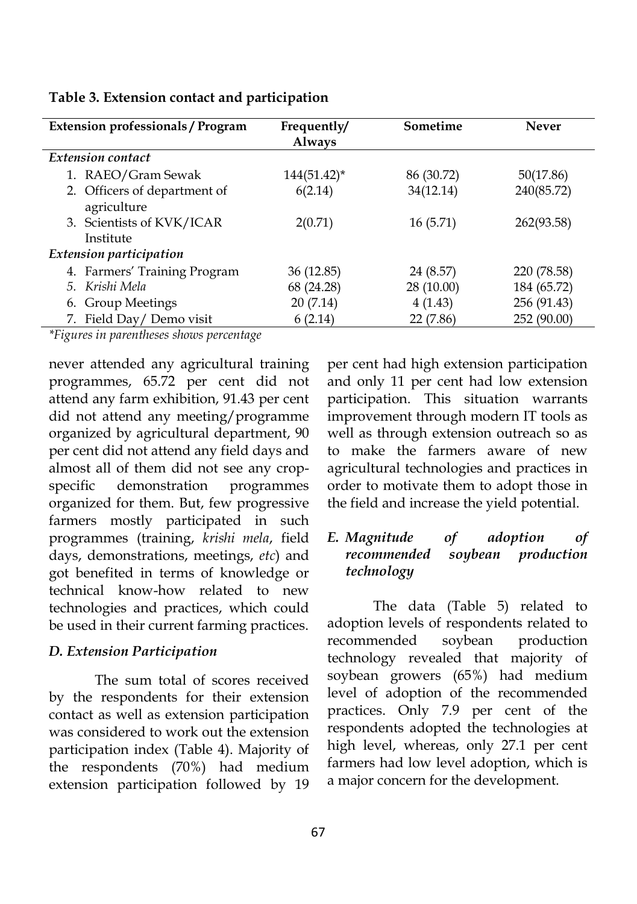**Table 3. Extension contact and participation**

| Extension professionals / Program | Frequently/ Always | Sometime | Never |
|---|---|---|---|
| *Extension contact* | | | |
| 1. RAEO/Gram Sewak | 144(51.42)* | 86 (30.72) | 50(17.86) |
| 2. Officers of department of agriculture | 6(2.14) | 34(12.14) | 240(85.72) |
| 3. Scientists of KVK/ICAR Institute | 2(0.71) | 16 (5.71) | 262(93.58) |
| *Extension participation* | | | |
| 4. Farmers' Training Program | 36 (12.85) | 24 (8.57) | 220 (78.58) |
| 5. *Krishi Mela* | 68 (24.28) | 28 (10.00) | 184 (65.72) |
| 6. Group Meetings | 20 (7.14) | 4 (1.43) | 256 (91.43) |
| 7. Field Day/ Demo visit | 6 (2.14) | 22 (7.86) | 252 (90.00) |

*\*Figures in parentheses shows percentage*

never attended any agricultural training programmes, 65.72 per cent did not attend any farm exhibition, 91.43 per cent did not attend any meeting/programme organized by agricultural department, 90 per cent did not attend any field days and almost all of them did not see any crop-specific demonstration programmes organized for them. But, few progressive farmers mostly participated in such programmes (training, *krishi mela*, field days, demonstrations, meetings, *etc*) and got benefited in terms of knowledge or technical know-how related to new technologies and practices, which could be used in their current farming practices.

### *D. Extension Participation*

The sum total of scores received by the respondents for their extension contact as well as extension participation was considered to work out the extension participation index (Table 4). Majority of the respondents (70%) had medium extension participation followed by 19 per cent had high extension participation and only 11 per cent had low extension participation. This situation warrants improvement through modern IT tools as well as through extension outreach so as to make the farmers aware of new agricultural technologies and practices in order to motivate them to adopt those in the field and increase the yield potential.

### *E. Magnitude of adoption of recommended soybean production technology*

The data (Table 5) related to adoption levels of respondents related to recommended soybean production technology revealed that majority of soybean growers (65%) had medium level of adoption of the recommended practices. Only 7.9 per cent of the respondents adopted the technologies at high level, whereas, only 27.1 per cent farmers had low level adoption, which is a major concern for the development.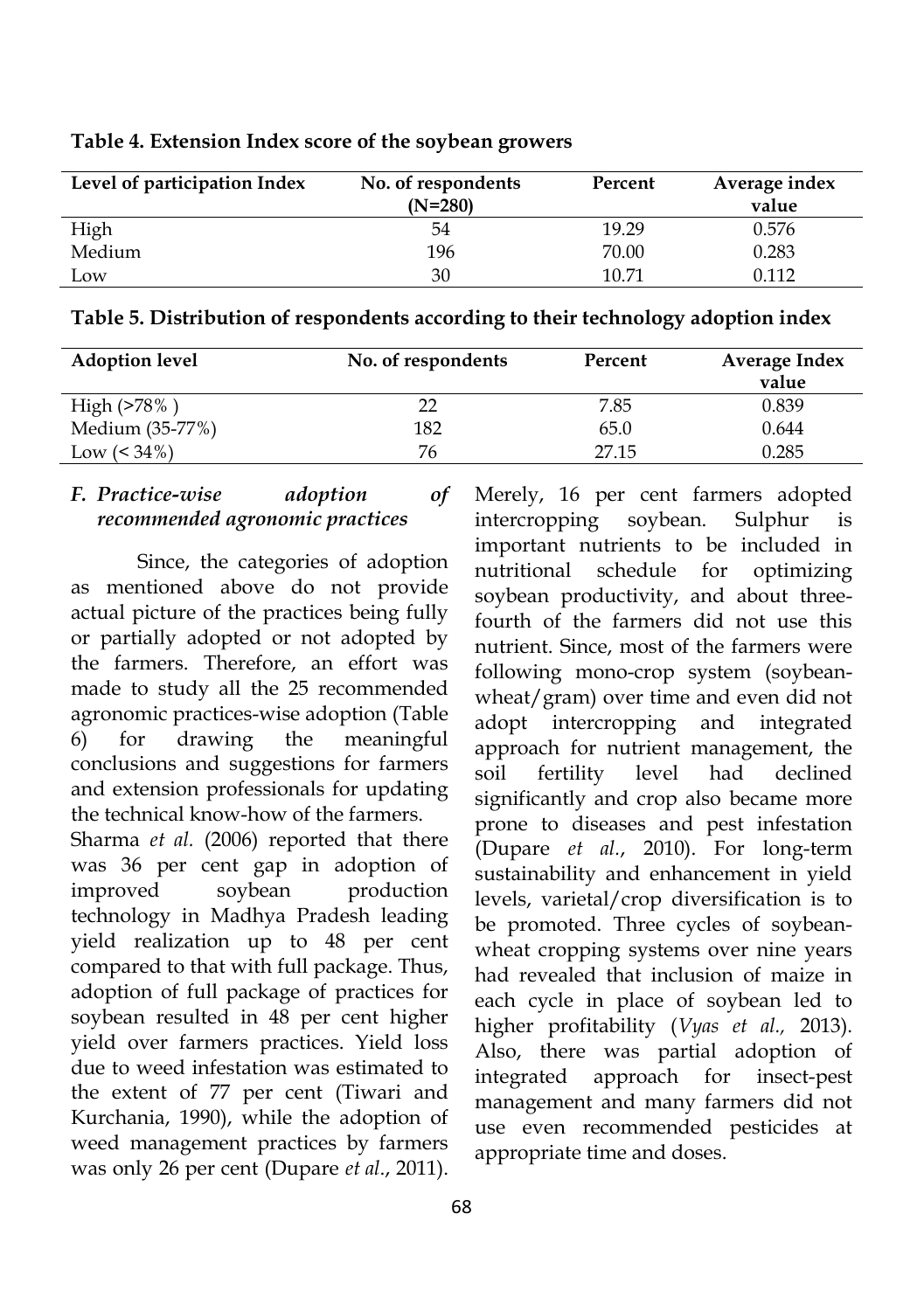**Table 4. Extension Index score of the soybean growers**

| Level of participation Index | No. of respondents (N=280) | Percent | Average index value |
|---|---|---|---|
| High | 54 | 19.29 | 0.576 |
| Medium | 196 | 70.00 | 0.283 |
| Low | 30 | 10.71 | 0.112 |

**Table 5. Distribution of respondents according to their technology adoption index**

| Adoption level | No. of respondents | Percent | Average Index value |
|---|---|---|---|
| High (>78% ) | 22 | 7.85 | 0.839 |
| Medium (35-77%) | 182 | 65.0 | 0.644 |
| Low (< 34%) | 76 | 27.15 | 0.285 |

### *F. Practice-wise adoption of recommended agronomic practices*

Since, the categories of adoption as mentioned above do not provide actual picture of the practices being fully or partially adopted or not adopted by the farmers. Therefore, an effort was made to study all the 25 recommended agronomic practices-wise adoption (Table 6) for drawing the meaningful conclusions and suggestions for farmers and extension professionals for updating the technical know-how of the farmers.

Sharma *et al.* (2006) reported that there was 36 per cent gap in adoption of improved soybean production technology in Madhya Pradesh leading yield realization up to 48 per cent compared to that with full package. Thus, adoption of full package of practices for soybean resulted in 48 per cent higher yield over farmers practices. Yield loss due to weed infestation was estimated to the extent of 77 per cent (Tiwari and Kurchania, 1990), while the adoption of weed management practices by farmers was only 26 per cent (Dupare *et al*., 2011). Merely, 16 per cent farmers adopted intercropping soybean. Sulphur is important nutrients to be included in nutritional schedule for optimizing soybean productivity, and about three-fourth of the farmers did not use this nutrient. Since, most of the farmers were following mono-crop system (soybean-wheat/gram) over time and even did not adopt intercropping and integrated approach for nutrient management, the soil fertility level had declined significantly and crop also became more prone to diseases and pest infestation (Dupare *et al*., 2010). For long-term sustainability and enhancement in yield levels, varietal/crop diversification is to be promoted. Three cycles of soybean-wheat cropping systems over nine years had revealed that inclusion of maize in each cycle in place of soybean led to higher profitability (*Vyas et al.,* 2013). Also, there was partial adoption of integrated approach for insect-pest management and many farmers did not use even recommended pesticides at appropriate time and doses.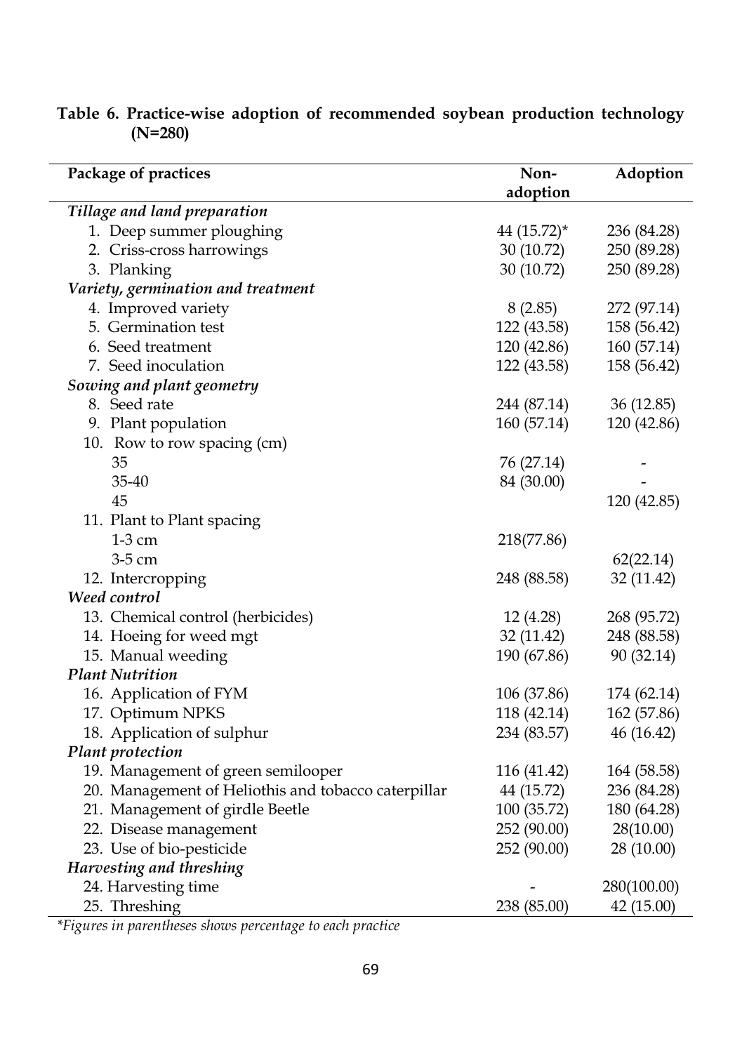**Table 6. Practice-wise adoption of recommended soybean production technology (N=280)**

| Package of practices | Non-adoption | Adoption |
|---|---|---|
| *Tillage and land preparation* | | |
| 1. Deep summer ploughing | 44 (15.72)* | 236 (84.28) |
| 2. Criss-cross harrowings | 30 (10.72) | 250 (89.28) |
| 3. Planking | 30 (10.72) | 250 (89.28) |
| *Variety, germination and treatment* | | |
| 4. Improved variety | 8 (2.85) | 272 (97.14) |
| 5. Germination test | 122 (43.58) | 158 (56.42) |
| 6. Seed treatment | 120 (42.86) | 160 (57.14) |
| 7. Seed inoculation | 122 (43.58) | 158 (56.42) |
| *Sowing and plant geometry* | | |
| 8. Seed rate | 244 (87.14) | 36 (12.85) |
| 9. Plant population | 160 (57.14) | 120 (42.86) |
| 10. Row to row spacing (cm) | | |
| 35 | 76 (27.14) | - |
| 35-40 | 84 (30.00) | - |
| 45 | | 120 (42.85) |
| 11. Plant to Plant spacing | | |
| 1-3 cm | 218(77.86) | |
| 3-5 cm | | 62(22.14) |
| 12. Intercropping | 248 (88.58) | 32 (11.42) |
| ***Weed control*** | | |
| 13. Chemical control (herbicides) | 12 (4.28) | 268 (95.72) |
| 14. Hoeing for weed mgt | 32 (11.42) | 248 (88.58) |
| 15. Manual weeding | 190 (67.86) | 90 (32.14) |
| ***Plant Nutrition*** | | |
| 16. Application of FYM | 106 (37.86) | 174 (62.14) |
| 17. Optimum NPKS | 118 (42.14) | 162 (57.86) |
| 18. Application of sulphur | 234 (83.57) | 46 (16.42) |
| ***Plant protection*** | | |
| 19. Management of green semilooper | 116 (41.42) | 164 (58.58) |
| 20. Management of Heliothis and tobacco caterpillar | 44 (15.72) | 236 (84.28) |
| 21. Management of girdle Beetle | 100 (35.72) | 180 (64.28) |
| 22. Disease management | 252 (90.00) | 28(10.00) |
| 23. Use of bio-pesticide | 252 (90.00) | 28 (10.00) |
| ***Harvesting and threshing*** | | |
| 24. Harvesting time | - | 280(100.00) |
| 25. Threshing | 238 (85.00) | 42 (15.00) |

*\*Figures in parentheses shows percentage to each practice*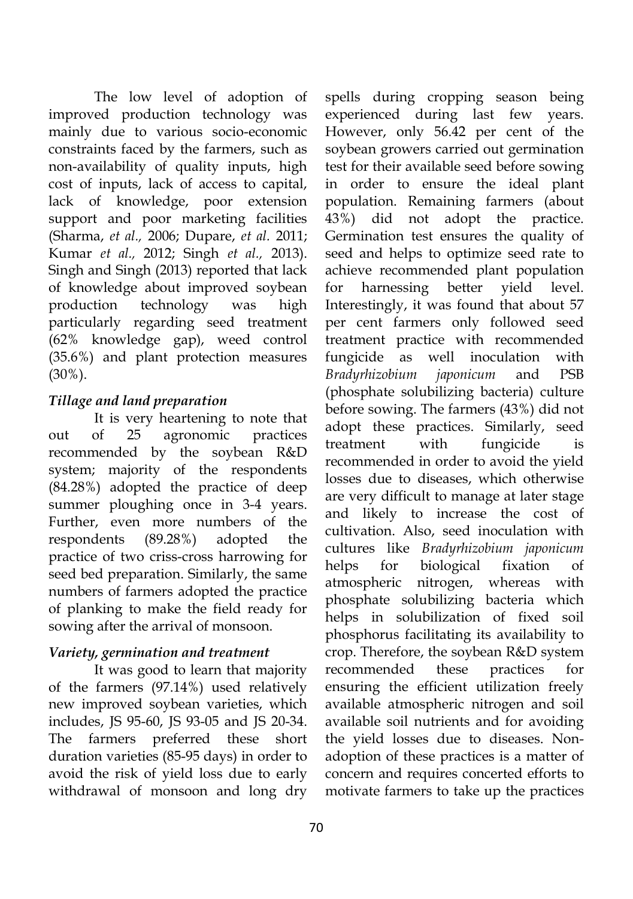The low level of adoption of improved production technology was mainly due to various socio-economic constraints faced by the farmers, such as non-availability of quality inputs, high cost of inputs, lack of access to capital, lack of knowledge, poor extension support and poor marketing facilities (Sharma, *et al.,* 2006; Dupare, *et al.* 2011; Kumar *et al.,* 2012; Singh *et al.,* 2013). Singh and Singh (2013) reported that lack of knowledge about improved soybean production technology was high particularly regarding seed treatment (62% knowledge gap), weed control (35.6%) and plant protection measures (30%).

### *Tillage and land preparation*

It is very heartening to note that out of 25 agronomic practices recommended by the soybean R&D system; majority of the respondents (84.28%) adopted the practice of deep summer ploughing once in 3-4 years. Further, even more numbers of the respondents (89.28%) adopted the practice of two criss-cross harrowing for seed bed preparation. Similarly, the same numbers of farmers adopted the practice of planking to make the field ready for sowing after the arrival of monsoon.

### *Variety, germination and treatment*

It was good to learn that majority of the farmers (97.14%) used relatively new improved soybean varieties, which includes, JS 95-60, JS 93-05 and JS 20-34. The farmers preferred these short duration varieties (85-95 days) in order to avoid the risk of yield loss due to early withdrawal of monsoon and long dry spells during cropping season being experienced during last few years. However, only 56.42 per cent of the soybean growers carried out germination test for their available seed before sowing in order to ensure the ideal plant population. Remaining farmers (about 43%) did not adopt the practice. Germination test ensures the quality of seed and helps to optimize seed rate to achieve recommended plant population for harnessing better yield level. Interestingly, it was found that about 57 per cent farmers only followed seed treatment practice with recommended fungicide as well inoculation with *Bradyrhizobium japonicum* and PSB (phosphate solubilizing bacteria) culture before sowing. The farmers (43%) did not adopt these practices. Similarly, seed treatment with fungicide is recommended in order to avoid the yield losses due to diseases, which otherwise are very difficult to manage at later stage and likely to increase the cost of cultivation. Also, seed inoculation with cultures like *Bradyrhizobium japonicum* helps for biological fixation of atmospheric nitrogen, whereas with phosphate solubilizing bacteria which helps in solubilization of fixed soil phosphorus facilitating its availability to crop. Therefore, the soybean R&D system recommended these practices for ensuring the efficient utilization freely available atmospheric nitrogen and soil available soil nutrients and for avoiding the yield losses due to diseases. Non-adoption of these practices is a matter of concern and requires concerted efforts to motivate farmers to take up the practices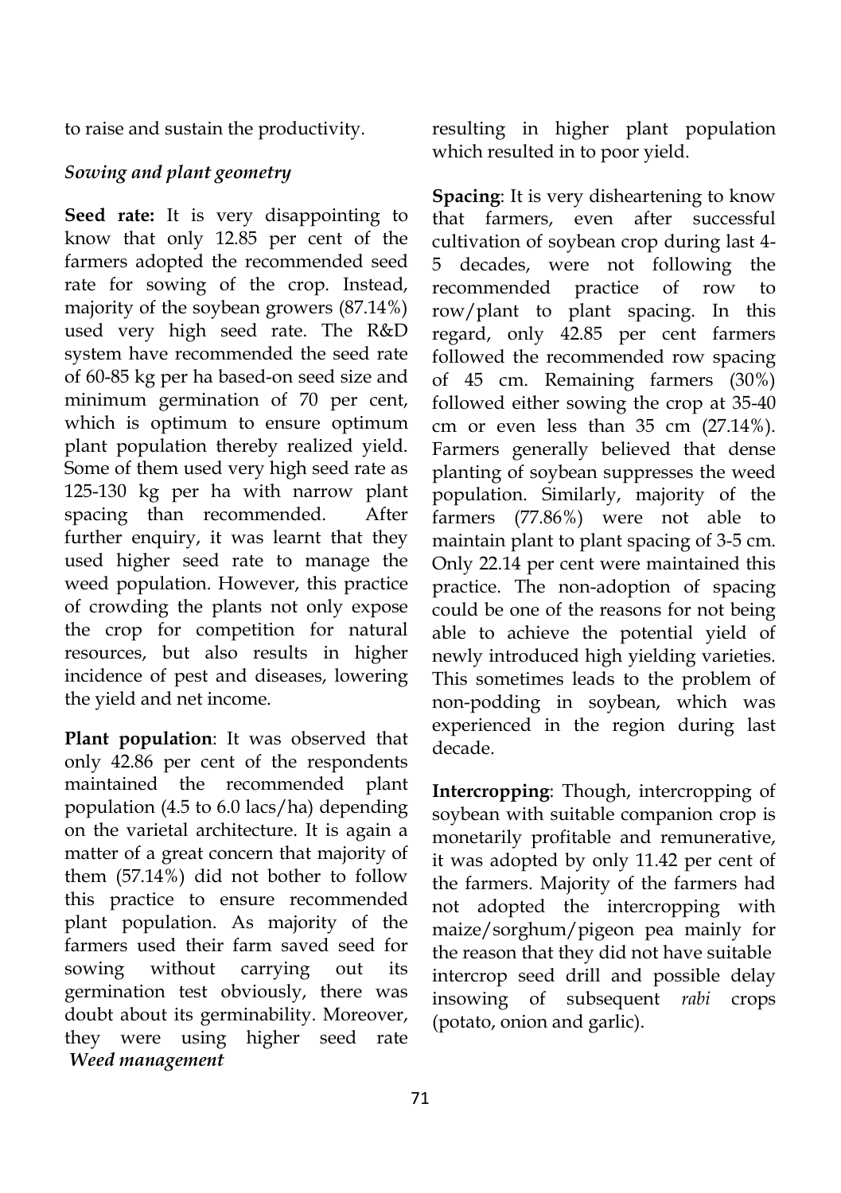to raise and sustain the productivity.

### *Sowing and plant geometry*

**Seed rate:** It is very disappointing to know that only 12.85 per cent of the farmers adopted the recommended seed rate for sowing of the crop. Instead, majority of the soybean growers (87.14%) used very high seed rate. The R&D system have recommended the seed rate of 60-85 kg per ha based-on seed size and minimum germination of 70 per cent, which is optimum to ensure optimum plant population thereby realized yield. Some of them used very high seed rate as 125-130 kg per ha with narrow plant spacing than recommended. After further enquiry, it was learnt that they used higher seed rate to manage the weed population. However, this practice of crowding the plants not only expose the crop for competition for natural resources, but also results in higher incidence of pest and diseases, lowering the yield and net income.

**Plant population**: It was observed that only 42.86 per cent of the respondents maintained the recommended plant population (4.5 to 6.0 lacs/ha) depending on the varietal architecture. It is again a matter of a great concern that majority of them (57.14%) did not bother to follow this practice to ensure recommended plant population. As majority of the farmers used their farm saved seed for sowing without carrying out its germination test obviously, there was doubt about its germinability. Moreover, they were using higher seed rate resulting in higher plant population which resulted in to poor yield.

**Spacing**: It is very disheartening to know that farmers, even after successful cultivation of soybean crop during last 4-5 decades, were not following the recommended practice of row to row/plant to plant spacing. In this regard, only 42.85 per cent farmers followed the recommended row spacing of 45 cm. Remaining farmers (30%) followed either sowing the crop at 35-40 cm or even less than 35 cm (27.14%). Farmers generally believed that dense planting of soybean suppresses the weed population. Similarly, majority of the farmers (77.86%) were not able to maintain plant to plant spacing of 3-5 cm. Only 22.14 per cent were maintained this practice. The non-adoption of spacing could be one of the reasons for not being able to achieve the potential yield of newly introduced high yielding varieties. This sometimes leads to the problem of non-podding in soybean, which was experienced in the region during last decade.

**Intercropping**: Though, intercropping of soybean with suitable companion crop is monetarily profitable and remunerative, it was adopted by only 11.42 per cent of the farmers. Majority of the farmers had not adopted the intercropping with maize/sorghum/pigeon pea mainly for the reason that they did not have suitable intercrop seed drill and possible delay insowing of subsequent *rabi* crops (potato, onion and garlic).

### *Weed management*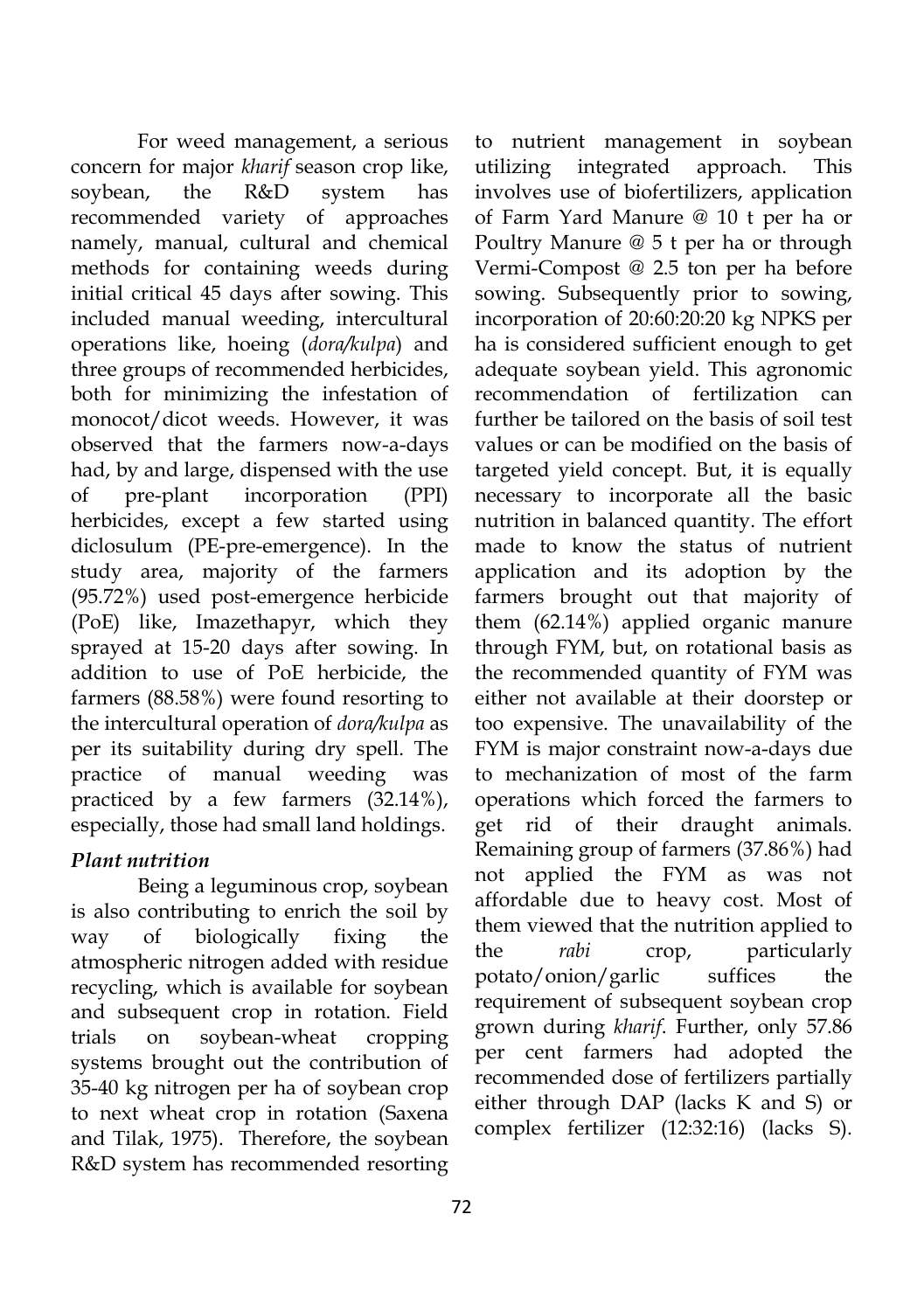For weed management, a serious concern for major *kharif* season crop like, soybean, the R&D system has recommended variety of approaches namely, manual, cultural and chemical methods for containing weeds during initial critical 45 days after sowing. This included manual weeding, intercultural operations like, hoeing (*dora/kulpa*) and three groups of recommended herbicides, both for minimizing the infestation of monocot/dicot weeds. However, it was observed that the farmers now-a-days had, by and large, dispensed with the use of pre-plant incorporation (PPI) herbicides, except a few started using diclosulum (PE-pre-emergence). In the study area, majority of the farmers (95.72%) used post-emergence herbicide (PoE) like, Imazethapyr, which they sprayed at 15-20 days after sowing. In addition to use of PoE herbicide, the farmers (88.58%) were found resorting to the intercultural operation of *dora/kulpa* as per its suitability during dry spell. The practice of manual weeding was practiced by a few farmers (32.14%), especially, those had small land holdings.

### *Plant nutrition*

Being a leguminous crop, soybean is also contributing to enrich the soil by way of biologically fixing the atmospheric nitrogen added with residue recycling, which is available for soybean and subsequent crop in rotation. Field trials on soybean-wheat cropping systems brought out the contribution of 35-40 kg nitrogen per ha of soybean crop to next wheat crop in rotation (Saxena and Tilak, 1975). Therefore, the soybean R&D system has recommended resorting to nutrient management in soybean utilizing integrated approach. This involves use of biofertilizers, application of Farm Yard Manure @ 10 t per ha or Poultry Manure @ 5 t per ha or through Vermi-Compost @ 2.5 ton per ha before sowing. Subsequently prior to sowing, incorporation of 20:60:20:20 kg NPKS per ha is considered sufficient enough to get adequate soybean yield. This agronomic recommendation of fertilization can further be tailored on the basis of soil test values or can be modified on the basis of targeted yield concept. But, it is equally necessary to incorporate all the basic nutrition in balanced quantity. The effort made to know the status of nutrient application and its adoption by the farmers brought out that majority of them (62.14%) applied organic manure through FYM, but, on rotational basis as the recommended quantity of FYM was either not available at their doorstep or too expensive. The unavailability of the FYM is major constraint now-a-days due to mechanization of most of the farm operations which forced the farmers to get rid of their draught animals. Remaining group of farmers (37.86%) had not applied the FYM as was not affordable due to heavy cost. Most of them viewed that the nutrition applied to the *rabi* crop, particularly potato/onion/garlic suffices the requirement of subsequent soybean crop grown during *kharif*. Further, only 57.86 per cent farmers had adopted the recommended dose of fertilizers partially either through DAP (lacks K and S) or complex fertilizer (12:32:16) (lacks S).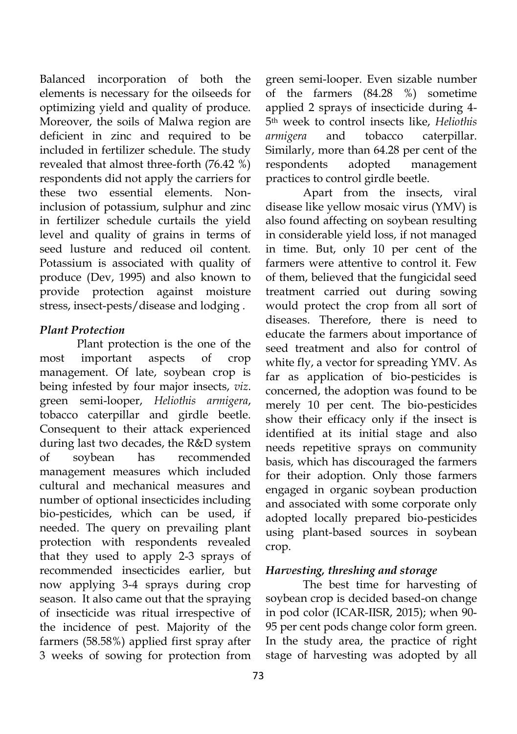Balanced incorporation of both the elements is necessary for the oilseeds for optimizing yield and quality of produce. Moreover, the soils of Malwa region are deficient in zinc and required to be included in fertilizer schedule. The study revealed that almost three-forth (76.42 %) respondents did not apply the carriers for these two essential elements. Non-inclusion of potassium, sulphur and zinc in fertilizer schedule curtails the yield level and quality of grains in terms of seed lusture and reduced oil content. Potassium is associated with quality of produce (Dev, 1995) and also known to provide protection against moisture stress, insect-pests/disease and lodging .

### *Plant Protection*

Plant protection is the one of the most important aspects of crop management. Of late, soybean crop is being infested by four major insects, *viz*. green semi-looper, *Heliothis armigera*, tobacco caterpillar and girdle beetle. Consequent to their attack experienced during last two decades, the R&D system of soybean has recommended management measures which included cultural and mechanical measures and number of optional insecticides including bio-pesticides, which can be used, if needed. The query on prevailing plant protection with respondents revealed that they used to apply 2-3 sprays of recommended insecticides earlier, but now applying 3-4 sprays during crop season. It also came out that the spraying of insecticide was ritual irrespective of the incidence of pest. Majority of the farmers (58.58%) applied first spray after 3 weeks of sowing for protection from green semi-looper. Even sizable number of the farmers (84.28 %) sometime applied 2 sprays of insecticide during 4-5th week to control insects like, *Heliothis armigera* and tobacco caterpillar. Similarly, more than 64.28 per cent of the respondents adopted management practices to control girdle beetle.

Apart from the insects, viral disease like yellow mosaic virus (YMV) is also found affecting on soybean resulting in considerable yield loss, if not managed in time. But, only 10 per cent of the farmers were attentive to control it. Few of them, believed that the fungicidal seed treatment carried out during sowing would protect the crop from all sort of diseases. Therefore, there is need to educate the farmers about importance of seed treatment and also for control of white fly, a vector for spreading YMV. As far as application of bio-pesticides is concerned, the adoption was found to be merely 10 per cent. The bio-pesticides show their efficacy only if the insect is identified at its initial stage and also needs repetitive sprays on community basis, which has discouraged the farmers for their adoption. Only those farmers engaged in organic soybean production and associated with some corporate only adopted locally prepared bio-pesticides using plant-based sources in soybean crop.

### *Harvesting, threshing and storage*

The best time for harvesting of soybean crop is decided based-on change in pod color (ICAR-IISR, 2015); when 90-95 per cent pods change color form green. In the study area, the practice of right stage of harvesting was adopted by all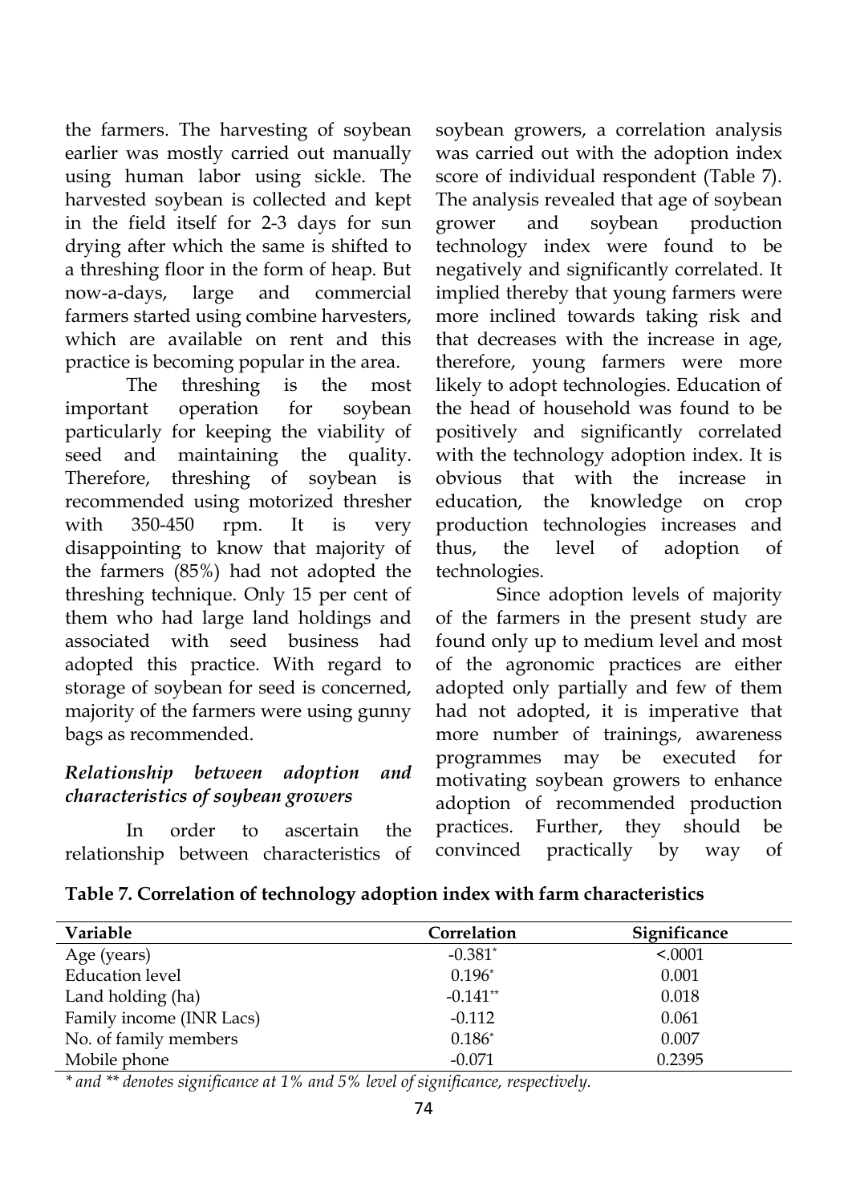the farmers. The harvesting of soybean earlier was mostly carried out manually using human labor using sickle. The harvested soybean is collected and kept in the field itself for 2-3 days for sun drying after which the same is shifted to a threshing floor in the form of heap. But now-a-days, large and commercial farmers started using combine harvesters, which are available on rent and this practice is becoming popular in the area.

The threshing is the most important operation for soybean particularly for keeping the viability of seed and maintaining the quality. Therefore, threshing of soybean is recommended using motorized thresher with 350-450 rpm. It is very disappointing to know that majority of the farmers (85%) had not adopted the threshing technique. Only 15 per cent of them who had large land holdings and associated with seed business had adopted this practice. With regard to storage of soybean for seed is concerned, majority of the farmers were using gunny bags as recommended.

### *Relationship between adoption and characteristics of soybean growers*

In order to ascertain the relationship between characteristics of soybean growers, a correlation analysis was carried out with the adoption index score of individual respondent (Table 7). The analysis revealed that age of soybean grower and soybean production technology index were found to be negatively and significantly correlated. It implied thereby that young farmers were more inclined towards taking risk and that decreases with the increase in age, therefore, young farmers were more likely to adopt technologies. Education of the head of household was found to be positively and significantly correlated with the technology adoption index. It is obvious that with the increase in education, the knowledge on crop production technologies increases and thus, the level of adoption of technologies.

Since adoption levels of majority of the farmers in the present study are found only up to medium level and most of the agronomic practices are either adopted only partially and few of them had not adopted, it is imperative that more number of trainings, awareness programmes may be executed for motivating soybean growers to enhance adoption of recommended production practices. Further, they should be convinced practically by way of

**Table 7. Correlation of technology adoption index with farm characteristics**

| Variable | Correlation | Significance |
|---|---|---|
| Age (years) | -0.381* | <.0001 |
| Education level | 0.196* | 0.001 |
| Land holding (ha) | -0.141** | 0.018 |
| Family income (INR Lacs) | -0.112 | 0.061 |
| No. of family members | 0.186* | 0.007 |
| Mobile phone | -0.071 | 0.2395 |

*\* and \*\* denotes significance at 1% and 5% level of significance, respectively.*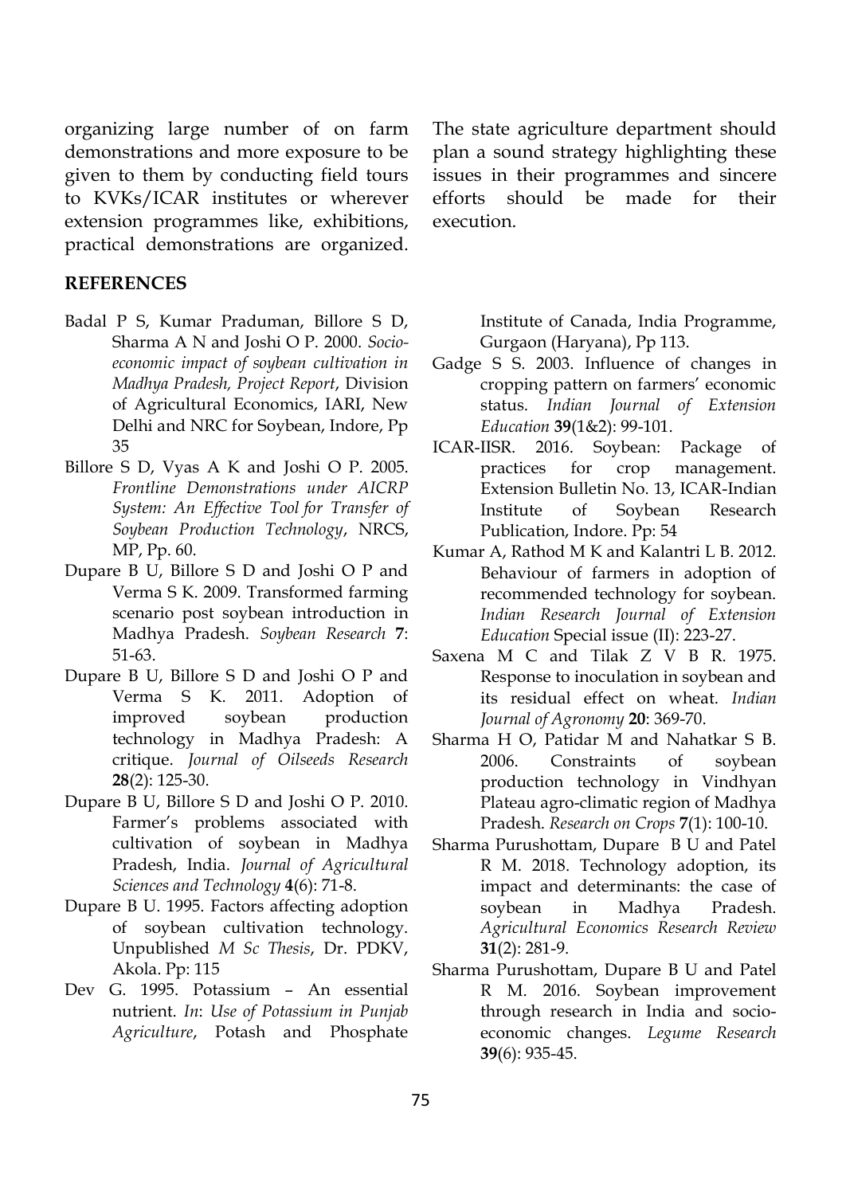organizing large number of on farm demonstrations and more exposure to be given to them by conducting field tours to KVKs/ICAR institutes or wherever extension programmes like, exhibitions, practical demonstrations are organized. The state agriculture department should plan a sound strategy highlighting these issues in their programmes and sincere efforts should be made for their execution.

## REFERENCES

Badal P S, Kumar Praduman, Billore S D, Sharma A N and Joshi O P. 2000. *Socio-economic impact of soybean cultivation in Madhya Pradesh, Project Report*, Division of Agricultural Economics, IARI, New Delhi and NRC for Soybean, Indore, Pp 35

Billore S D, Vyas A K and Joshi O P. 2005. *Frontline Demonstrations under AICRP System: An Effective Tool for Transfer of Soybean Production Technology*, NRCS, MP, Pp. 60.

Dupare B U, Billore S D and Joshi O P and Verma S K. 2009. Transformed farming scenario post soybean introduction in Madhya Pradesh. *Soybean Research* **7**: 51-63.

Dupare B U, Billore S D and Joshi O P and Verma S K. 2011. Adoption of improved soybean production technology in Madhya Pradesh: A critique. *Journal of Oilseeds Research* **28**(2): 125-30.

Dupare B U, Billore S D and Joshi O P. 2010. Farmer's problems associated with cultivation of soybean in Madhya Pradesh, India. *Journal of Agricultural Sciences and Technology* **4**(6): 71-8.

Dupare B U. 1995. Factors affecting adoption of soybean cultivation technology. Unpublished *M Sc Thesis*, Dr. PDKV, Akola. Pp: 115

Dev G. 1995. Potassium – An essential nutrient. *In*: *Use of Potassium in Punjab Agriculture*, Potash and Phosphate Institute of Canada, India Programme, Gurgaon (Haryana), Pp 113.

Gadge S S. 2003. Influence of changes in cropping pattern on farmers' economic status. *Indian Journal of Extension Education* **39**(1&2): 99-101.

ICAR-IISR. 2016. Soybean: Package of practices for crop management. Extension Bulletin No. 13, ICAR-Indian Institute of Soybean Research Publication, Indore. Pp: 54

Kumar A, Rathod M K and Kalantri L B. 2012. Behaviour of farmers in adoption of recommended technology for soybean. *Indian Research Journal of Extension Education* Special issue (II): 223-27.

Saxena M C and Tilak Z V B R. 1975. Response to inoculation in soybean and its residual effect on wheat. *Indian Journal of Agronomy* **20**: 369-70.

Sharma H O, Patidar M and Nahatkar S B. 2006. Constraints of soybean production technology in Vindhyan Plateau agro-climatic region of Madhya Pradesh. *Research on Crops* **7**(1): 100-10.

Sharma Purushottam, Dupare B U and Patel R M. 2018. Technology adoption, its impact and determinants: the case of soybean in Madhya Pradesh. *Agricultural Economics Research Review* **31**(2): 281-9.

Sharma Purushottam, Dupare B U and Patel R M. 2016. Soybean improvement through research in India and socio-economic changes. *Legume Research* **39**(6): 935-45.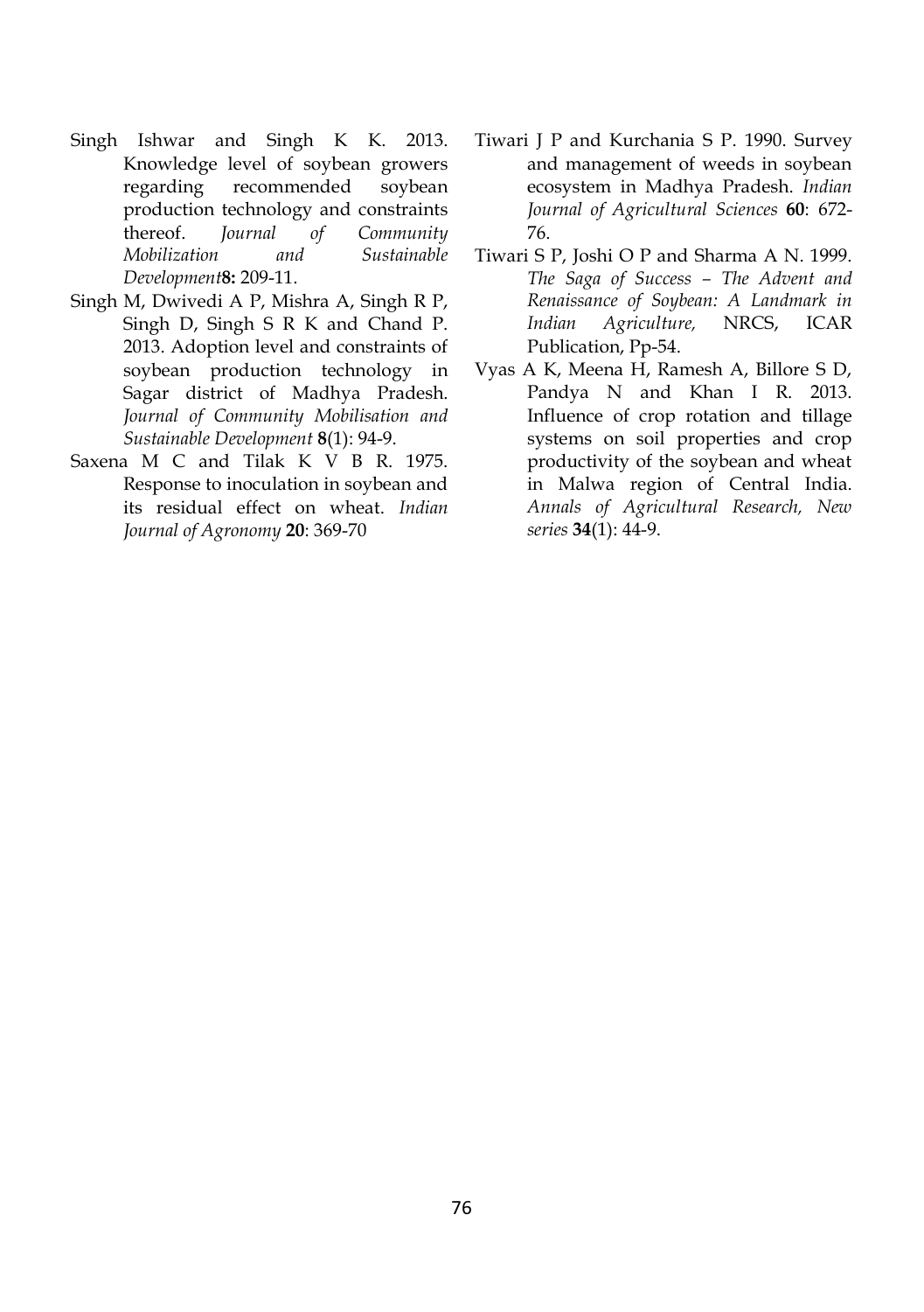Singh Ishwar and Singh K K. 2013. Knowledge level of soybean growers regarding recommended soybean production technology and constraints thereof. *Journal of Community Mobilization and Sustainable Development* **8:** 209-11.

Singh M, Dwivedi A P, Mishra A, Singh R P, Singh D, Singh S R K and Chand P. 2013. Adoption level and constraints of soybean production technology in Sagar district of Madhya Pradesh. *Journal of Community Mobilisation and Sustainable Development* **8**(1): 94-9.

Saxena M C and Tilak K V B R. 1975. Response to inoculation in soybean and its residual effect on wheat. *Indian Journal of Agronomy* **20**: 369-70

Tiwari J P and Kurchania S P. 1990. Survey and management of weeds in soybean ecosystem in Madhya Pradesh. *Indian Journal of Agricultural Sciences* **60**: 672-76.

Tiwari S P, Joshi O P and Sharma A N. 1999. *The Saga of Success – The Advent and Renaissance of Soybean: A Landmark in Indian Agriculture,* NRCS, ICAR Publication, Pp-54.

Vyas A K, Meena H, Ramesh A, Billore S D, Pandya N and Khan I R. 2013. Influence of crop rotation and tillage systems on soil properties and crop productivity of the soybean and wheat in Malwa region of Central India. *Annals of Agricultural Research, New series* **34**(1): 44-9.